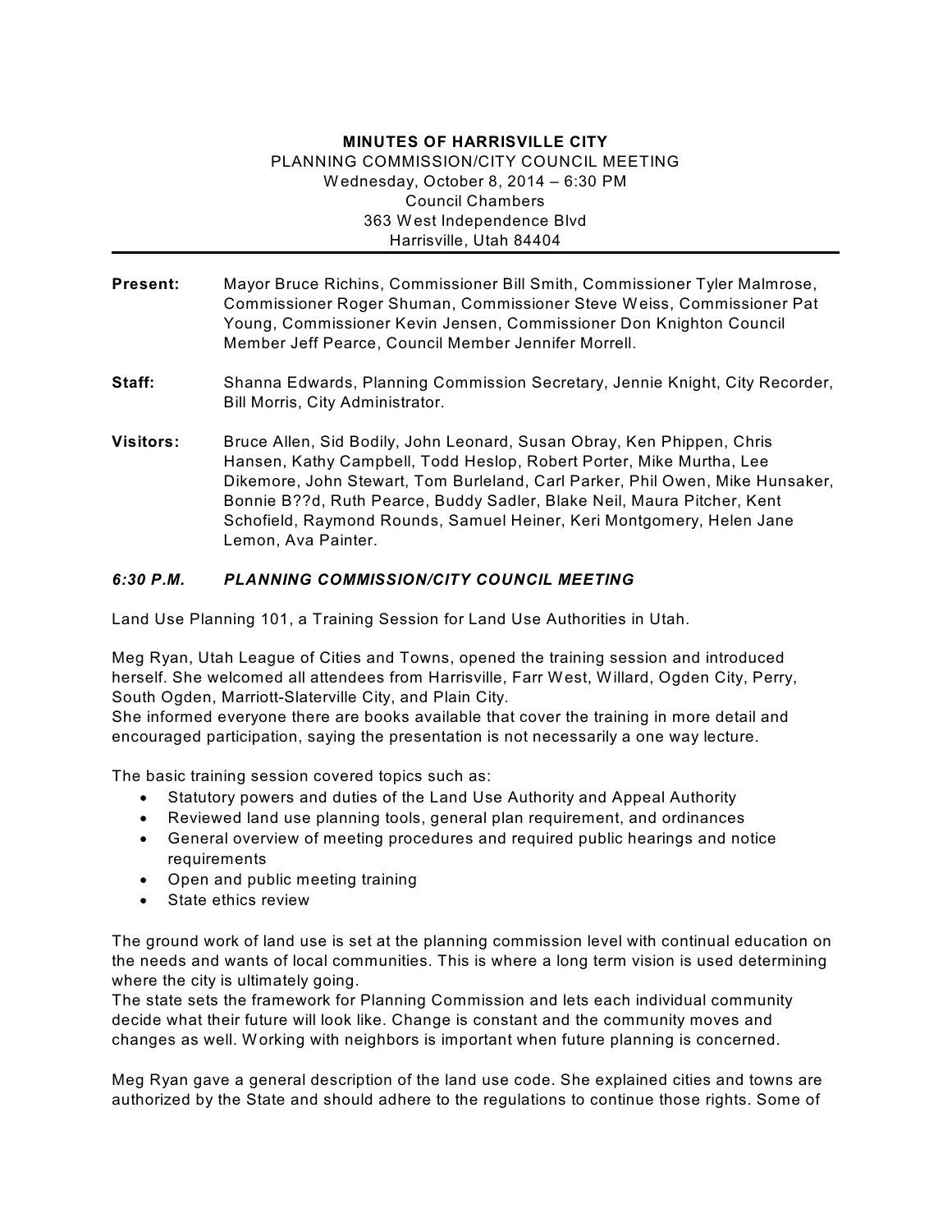**MINUTES OF HARRISVILLE CITY**
PLANNING COMMISSION/CITY COUNCIL MEETING
Wednesday, October 8, 2014 – 6:30 PM
Council Chambers
363 West Independence Blvd
Harrisville, Utah 84404

**Present:** Mayor Bruce Richins, Commissioner Bill Smith, Commissioner Tyler Malmrose, Commissioner Roger Shuman, Commissioner Steve Weiss, Commissioner Pat Young, Commissioner Kevin Jensen, Commissioner Don Knighton Council Member Jeff Pearce, Council Member Jennifer Morrell.

**Staff:** Shanna Edwards, Planning Commission Secretary, Jennie Knight, City Recorder, Bill Morris, City Administrator.

**Visitors:** Bruce Allen, Sid Bodily, John Leonard, Susan Obray, Ken Phippen, Chris Hansen, Kathy Campbell, Todd Heslop, Robert Porter, Mike Murtha, Lee Dikemore, John Stewart, Tom Burleland, Carl Parker, Phil Owen, Mike Hunsaker, Bonnie B??d, Ruth Pearce, Buddy Sadler, Blake Neil, Maura Pitcher, Kent Schofield, Raymond Rounds, Samuel Heiner, Keri Montgomery, Helen Jane Lemon, Ava Painter.

***6:30 P.M. PLANNING COMMISSION/CITY COUNCIL MEETING***

Land Use Planning 101, a Training Session for Land Use Authorities in Utah.

Meg Ryan, Utah League of Cities and Towns, opened the training session and introduced herself. She welcomed all attendees from Harrisville, Farr West, Willard, Ogden City, Perry, South Ogden, Marriott-Slaterville City, and Plain City.
She informed everyone there are books available that cover the training in more detail and encouraged participation, saying the presentation is not necessarily a one way lecture.

The basic training session covered topics such as:

- Statutory powers and duties of the Land Use Authority and Appeal Authority
- Reviewed land use planning tools, general plan requirement, and ordinances
- General overview of meeting procedures and required public hearings and notice requirements
- Open and public meeting training
- State ethics review

The ground work of land use is set at the planning commission level with continual education on the needs and wants of local communities. This is where a long term vision is used determining where the city is ultimately going.
The state sets the framework for Planning Commission and lets each individual community decide what their future will look like. Change is constant and the community moves and changes as well. Working with neighbors is important when future planning is concerned.

Meg Ryan gave a general description of the land use code. She explained cities and towns are authorized by the State and should adhere to the regulations to continue those rights. Some of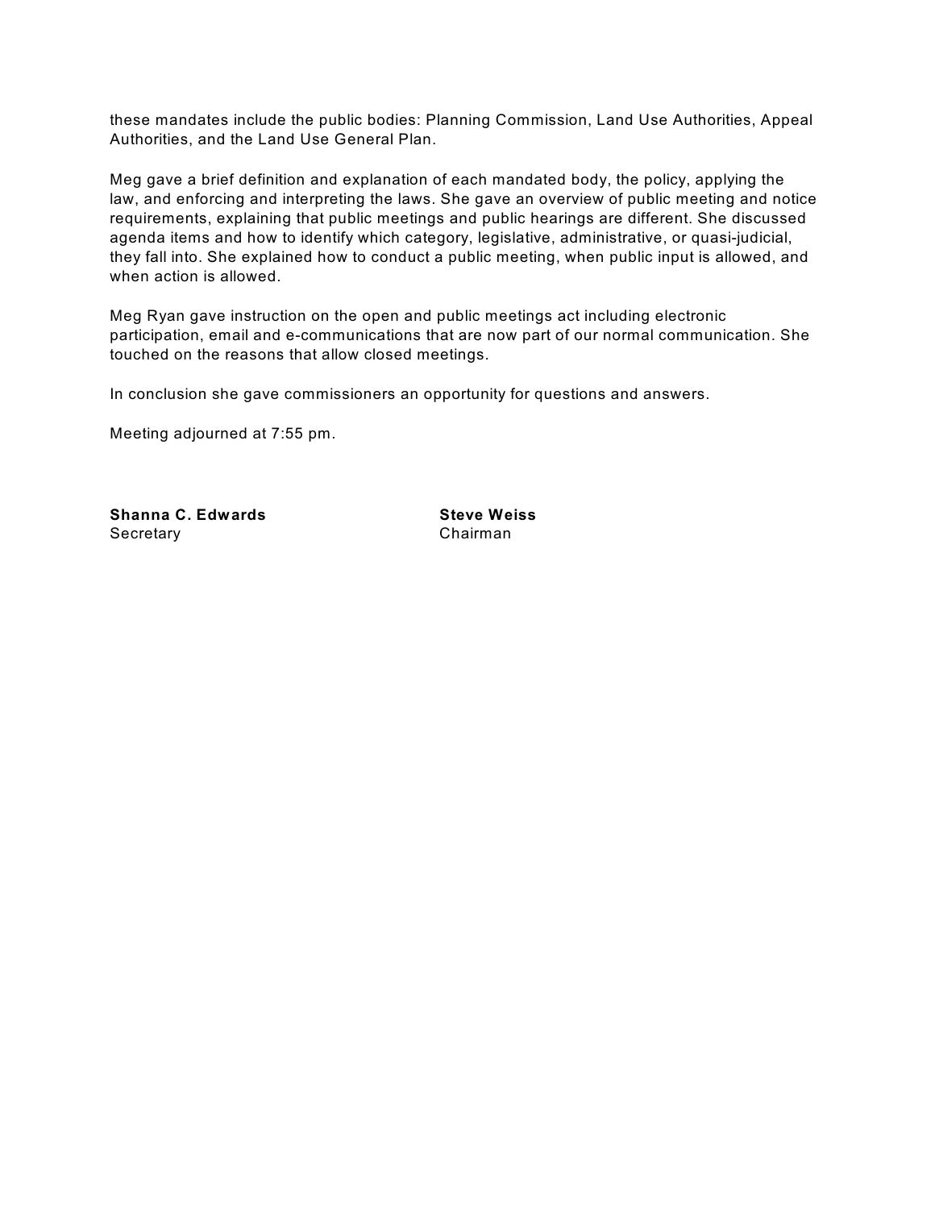these mandates include the public bodies: Planning Commission, Land Use Authorities, Appeal Authorities, and the Land Use General Plan.

Meg gave a brief definition and explanation of each mandated body, the policy, applying the law, and enforcing and interpreting the laws. She gave an overview of public meeting and notice requirements, explaining that public meetings and public hearings are different. She discussed agenda items and how to identify which category, legislative, administrative, or quasi-judicial, they fall into. She explained how to conduct a public meeting, when public input is allowed, and when action is allowed.

Meg Ryan gave instruction on the open and public meetings act including electronic participation, email and e-communications that are now part of our normal communication. She touched on the reasons that allow closed meetings.

In conclusion she gave commissioners an opportunity for questions and answers.

Meeting adjourned at 7:55 pm.

**Shanna C. Edwards**
Secretary

**Steve Weiss**
Chairman